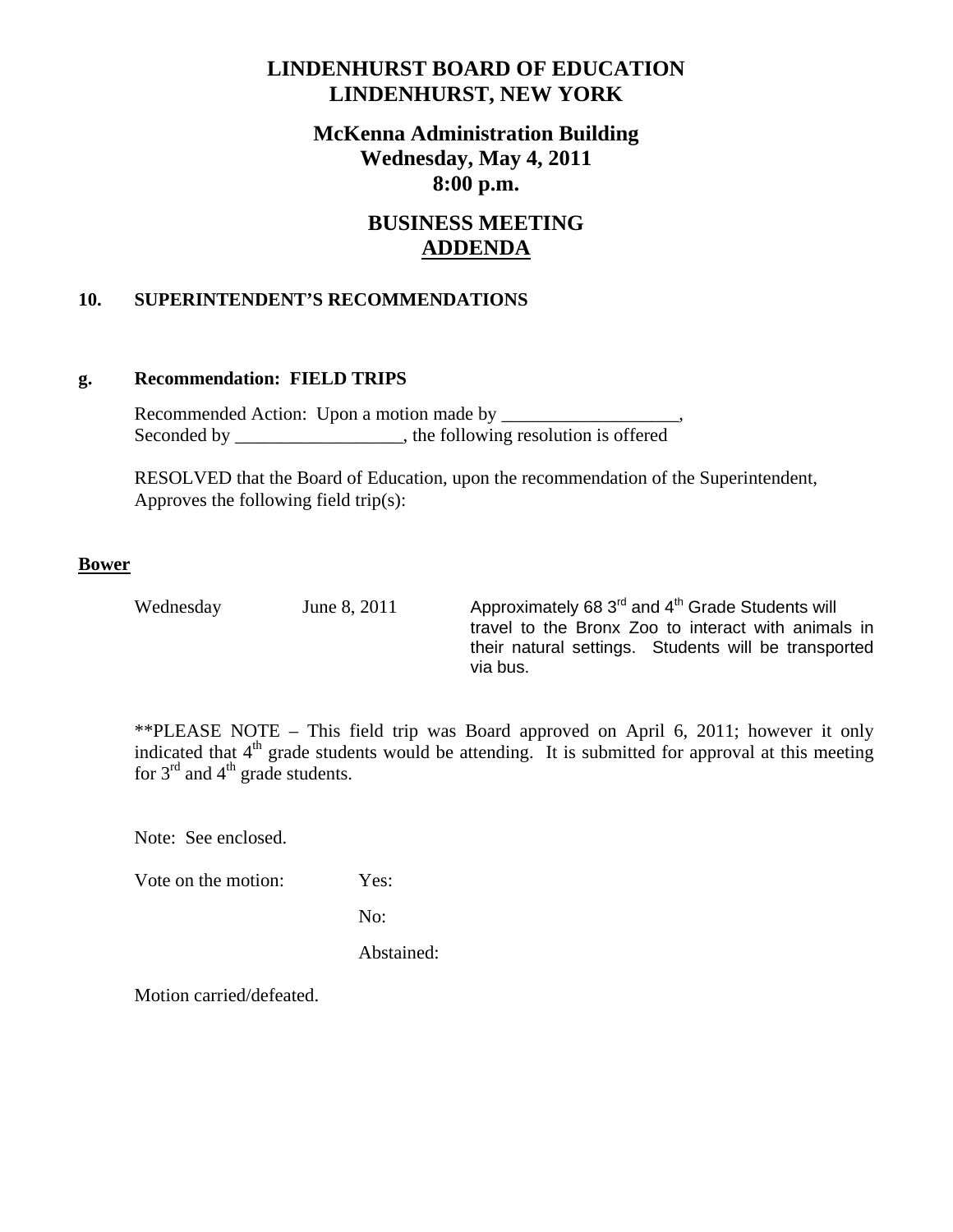# LINDENHURST BOARD OF EDUCATION
# LINDENHURST, NEW YORK

## McKenna Administration Building
## Wednesday, May 4, 2011
## 8:00 p.m.

## BUSINESS MEETING
## ADDENDA

### 10. SUPERINTENDENT'S RECOMMENDATIONS

### g. Recommendation: FIELD TRIPS

Recommended Action: Upon a motion made by ___________________,
Seconded by __________________, the following resolution is offered

RESOLVED that the Board of Education, upon the recommendation of the Superintendent, Approves the following field trip(s):

**Bower**

| | | |
|---|---|---|
| Wednesday | June 8, 2011 | Approximately 68 3rd and 4th Grade Students will travel to the Bronx Zoo to interact with animals in their natural settings. Students will be transported via bus. |

**PLEASE NOTE – This field trip was Board approved on April 6, 2011; however it only indicated that 4th grade students would be attending. It is submitted for approval at this meeting for 3rd and 4th grade students.

Note: See enclosed.

Vote on the motion: Yes:

No:

Abstained:

Motion carried/defeated.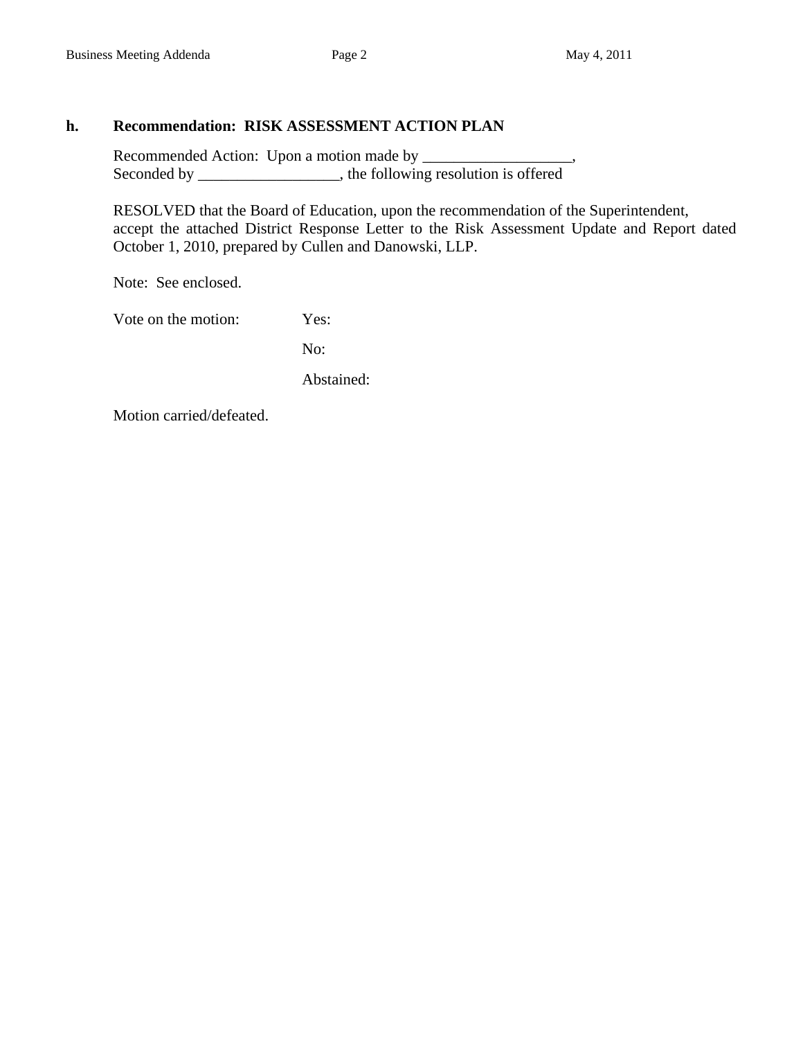**h. Recommendation: RISK ASSESSMENT ACTION PLAN**

Recommended Action: Upon a motion made by ___________________,
Seconded by __________________, the following resolution is offered

RESOLVED that the Board of Education, upon the recommendation of the Superintendent, accept the attached District Response Letter to the Risk Assessment Update and Report dated October 1, 2010, prepared by Cullen and Danowski, LLP.

Note: See enclosed.

Vote on the motion: Yes:

No:

Abstained:

Motion carried/defeated.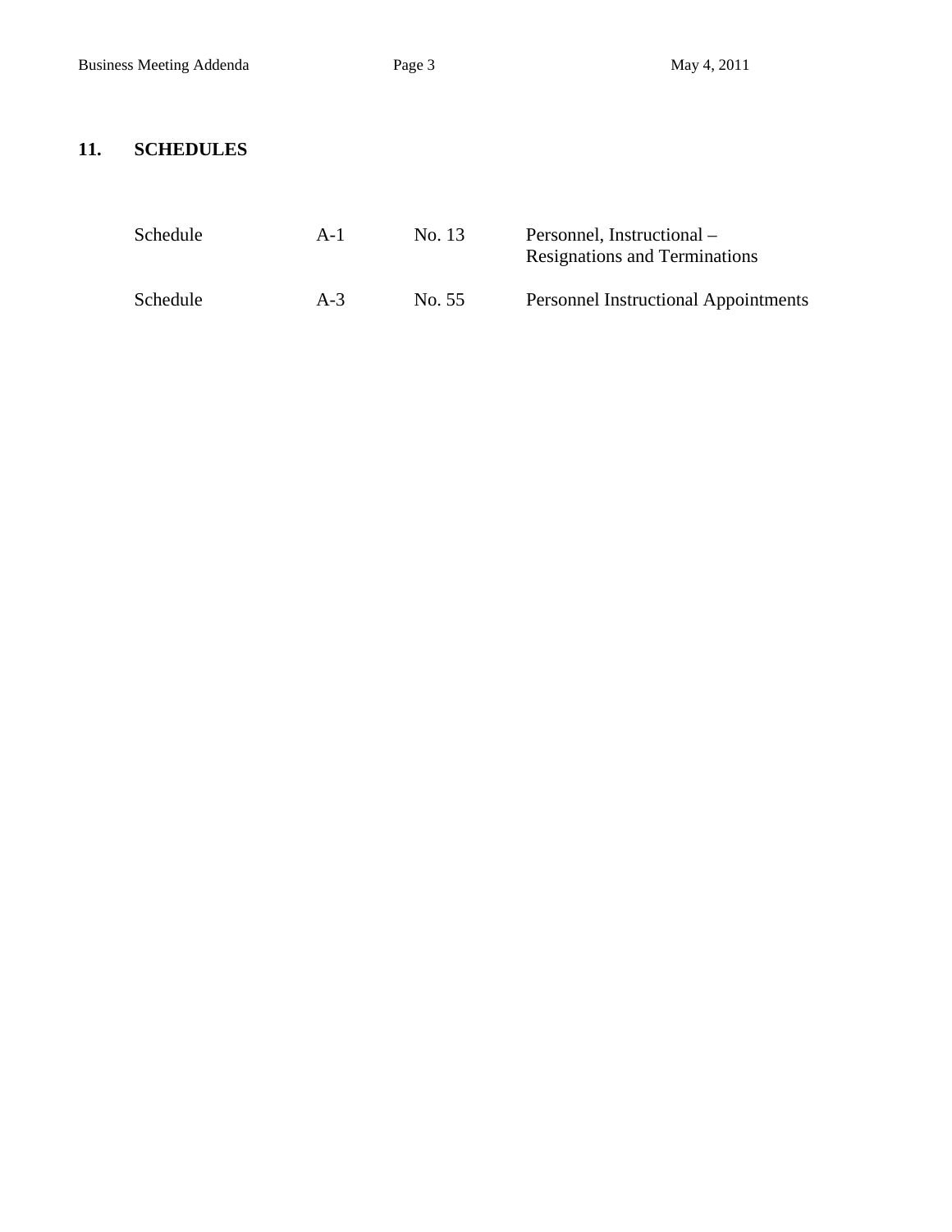## 11. SCHEDULES

| | | | |
|---|---|---|---|
| Schedule | A-1 | No. 13 | Personnel, Instructional – Resignations and Terminations |
| Schedule | A-3 | No. 55 | Personnel Instructional Appointments |